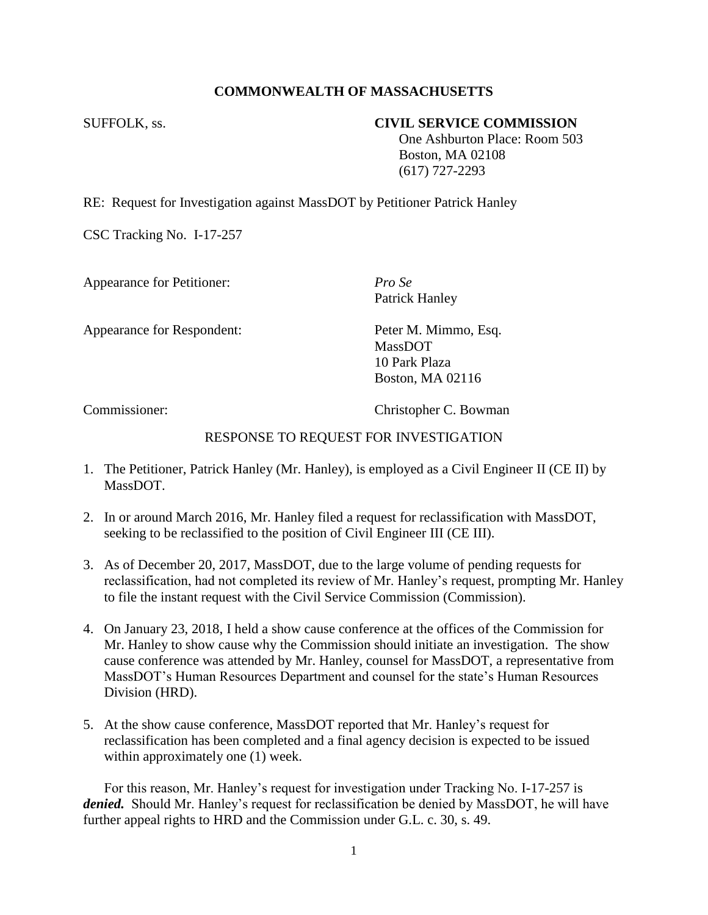**COMMONWEALTH OF MASSACHUSETTS**

SUFFOLK, ss. **CIVIL SERVICE COMMISSION**
One Ashburton Place: Room 503
Boston, MA 02108
(617) 727-2293

RE: Request for Investigation against MassDOT by Petitioner Patrick Hanley

CSC Tracking No. I-17-257

Appearance for Petitioner: *Pro Se*
Patrick Hanley

Appearance for Respondent: Peter M. Mimmo, Esq.
MassDOT
10 Park Plaza
Boston, MA 02116

Commissioner: Christopher C. Bowman

RESPONSE TO REQUEST FOR INVESTIGATION

1. The Petitioner, Patrick Hanley (Mr. Hanley), is employed as a Civil Engineer II (CE II) by MassDOT.

2. In or around March 2016, Mr. Hanley filed a request for reclassification with MassDOT, seeking to be reclassified to the position of Civil Engineer III (CE III).

3. As of December 20, 2017, MassDOT, due to the large volume of pending requests for reclassification, had not completed its review of Mr. Hanley's request, prompting Mr. Hanley to file the instant request with the Civil Service Commission (Commission).

4. On January 23, 2018, I held a show cause conference at the offices of the Commission for Mr. Hanley to show cause why the Commission should initiate an investigation. The show cause conference was attended by Mr. Hanley, counsel for MassDOT, a representative from MassDOT's Human Resources Department and counsel for the state's Human Resources Division (HRD).

5. At the show cause conference, MassDOT reported that Mr. Hanley's request for reclassification has been completed and a final agency decision is expected to be issued within approximately one (1) week.

For this reason, Mr. Hanley's request for investigation under Tracking No. I-17-257 is ***denied.*** Should Mr. Hanley's request for reclassification be denied by MassDOT, he will have further appeal rights to HRD and the Commission under G.L. c. 30, s. 49.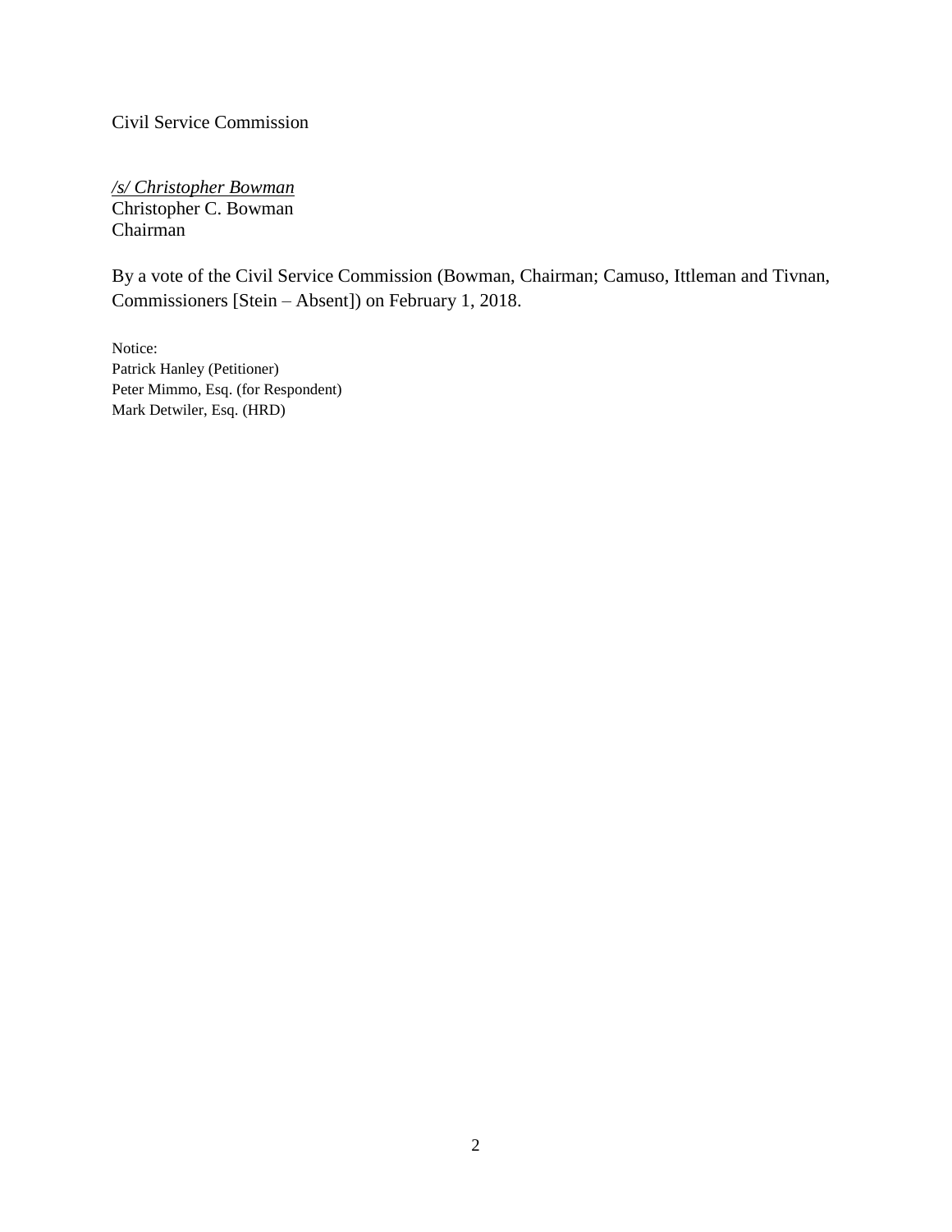Civil Service Commission

*/s/ Christopher Bowman*
Christopher C. Bowman
Chairman

By a vote of the Civil Service Commission (Bowman, Chairman; Camuso, Ittleman and Tivnan, Commissioners [Stein – Absent]) on February 1, 2018.

Notice:
Patrick Hanley (Petitioner)
Peter Mimmo, Esq. (for Respondent)
Mark Detwiler, Esq. (HRD)